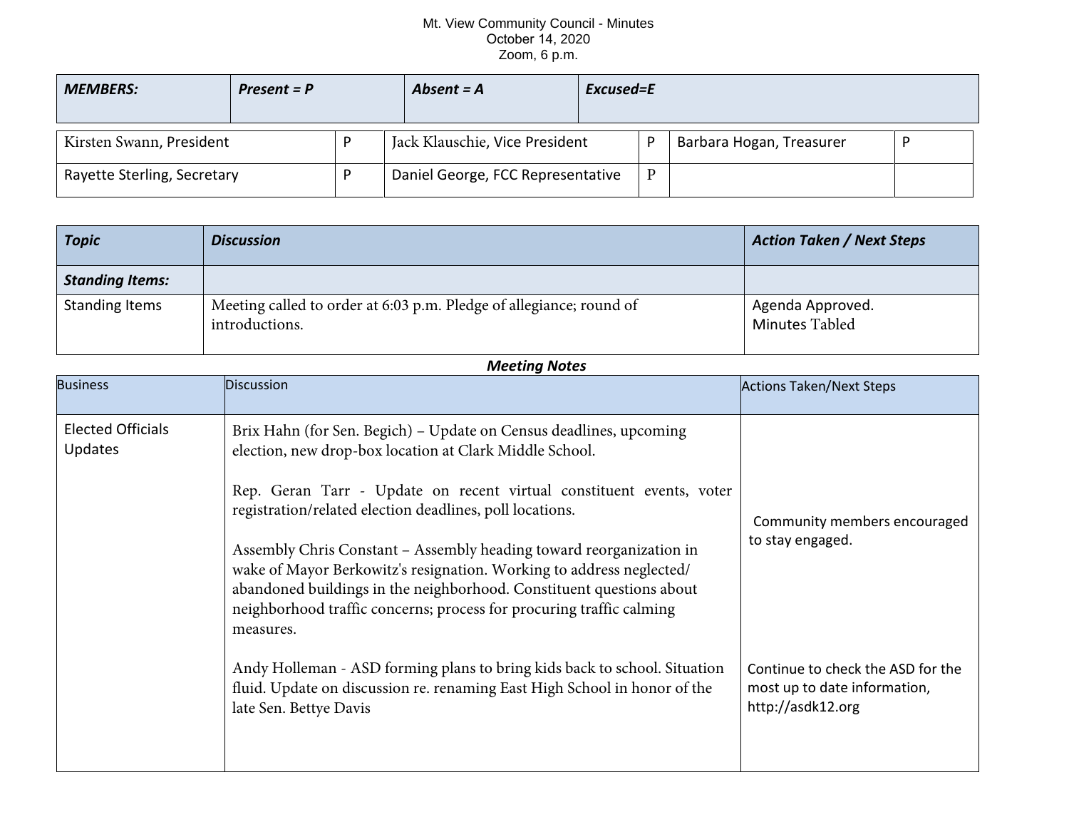Mt. View Community Council - Minutes
October 14, 2020
Zoom, 6 p.m.

| ***MEMBERS:*** | ***Present = P*** | ***Absent = A*** | ***Excused=E*** | | |
|---|---|---|---|---|---|
| Kirsten Swann, President | P | Jack Klauschie, Vice President | P | Barbara Hogan, Treasurer | P |
| Rayette Sterling, Secretary | P | Daniel George, FCC Representative | P | | |

| ***Topic*** | ***Discussion*** | ***Action Taken / Next Steps*** |
|---|---|---|
| ***Standing Items:*** | | |
| Standing Items | Meeting called to order at 6:03 p.m. Pledge of allegiance; round of introductions. | Agenda Approved.<br>Minutes Tabled |

***Meeting Notes***

| Business | Discussion | Actions Taken/Next Steps |
|---|---|---|
| Elected Officials Updates | Brix Hahn (for Sen. Begich) – Update on Census deadlines, upcoming election, new drop-box location at Clark Middle School.<br><br>Rep. Geran Tarr - Update on recent virtual constituent events, voter registration/related election deadlines, poll locations.<br><br>Assembly Chris Constant – Assembly heading toward reorganization in wake of Mayor Berkowitz's resignation. Working to address neglected/ abandoned buildings in the neighborhood. Constituent questions about neighborhood traffic concerns; process for procuring traffic calming measures. | Community members encouraged to stay engaged. |
| | Andy Holleman - ASD forming plans to bring kids back to school. Situation fluid. Update on discussion re. renaming East High School in honor of the late Sen. Bettye Davis | Continue to check the ASD for the most up to date information, http://asdk12.org |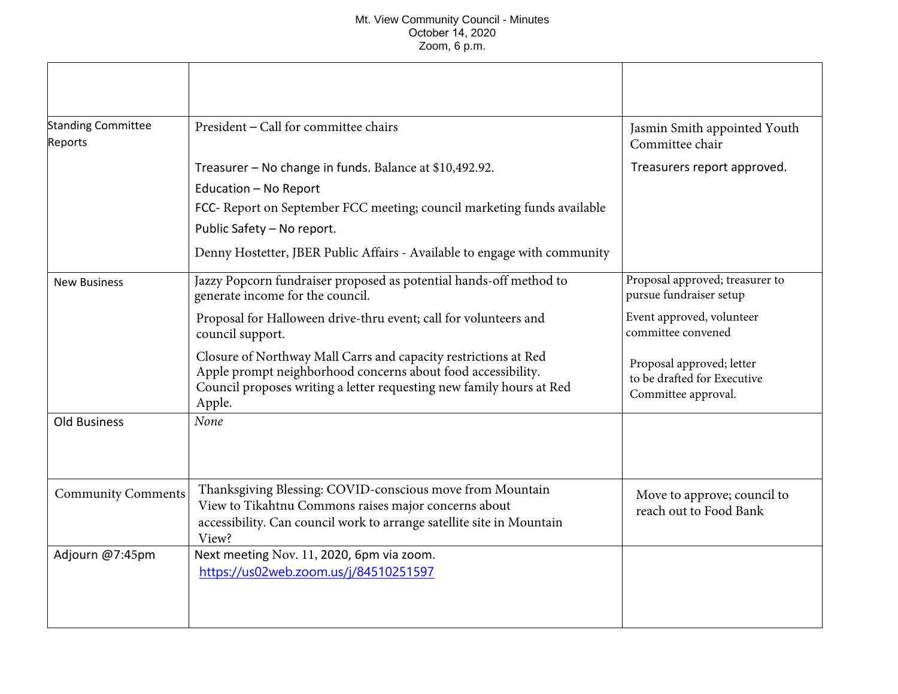Mt. View Community Council - Minutes
October 14, 2020
Zoom, 6 p.m.

| | | |
|---|---|---|
| Standing Committee Reports | President – Call for committee chairs<br><br>Treasurer – No change in funds. Balance at $10,492.92.<br>Education – No Report<br>FCC- Report on September FCC meeting; council marketing funds available<br>Public Safety – No report.<br>Denny Hostetter, JBER Public Affairs - Available to engage with community | Jasmin Smith appointed Youth Committee chair<br><br>Treasurers report approved. |
| New Business | Jazzy Popcorn fundraiser proposed as potential hands-off method to generate income for the council.<br>Proposal for Halloween drive-thru event; call for volunteers and council support.<br>Closure of Northway Mall Carrs and capacity restrictions at Red Apple prompt neighborhood concerns about food accessibility. Council proposes writing a letter requesting new family hours at Red Apple. | Proposal approved; treasurer to pursue fundraiser setup<br>Event approved, volunteer committee convened<br>Proposal approved; letter to be drafted for Executive Committee approval. |
| Old Business | *None* | |
| Community Comments | Thanksgiving Blessing: COVID-conscious move from Mountain View to Tikahtnu Commons raises major concerns about accessibility. Can council work to arrange satellite site in Mountain View? | Move to approve; council to reach out to Food Bank |
| Adjourn @7:45pm | Next meeting Nov. 11, 2020, 6pm via zoom.<br>https://us02web.zoom.us/j/84510251597 | |